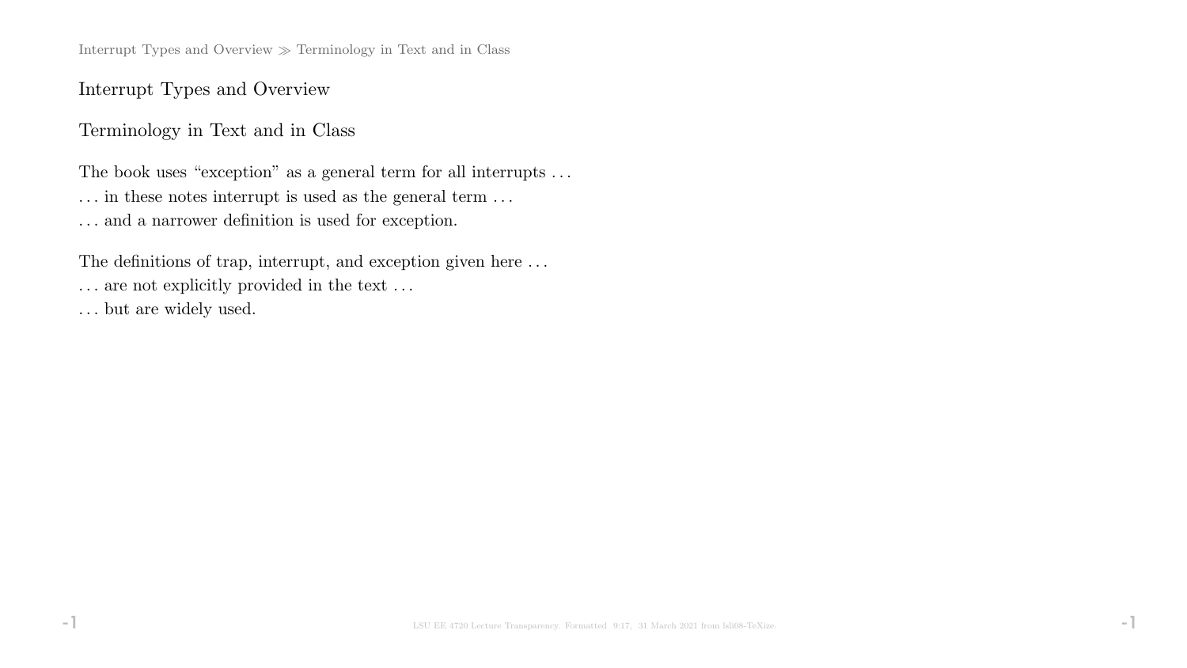# Interrupt Types and Overview

## Terminology in Text and in Class

The book uses “exception” as a general term for all interrupts …
… in these notes interrupt is used as the general term …
… and a narrower definition is used for exception.

The definitions of trap, interrupt, and exception given here …
… are not explicitly provided in the text …
… but are widely used.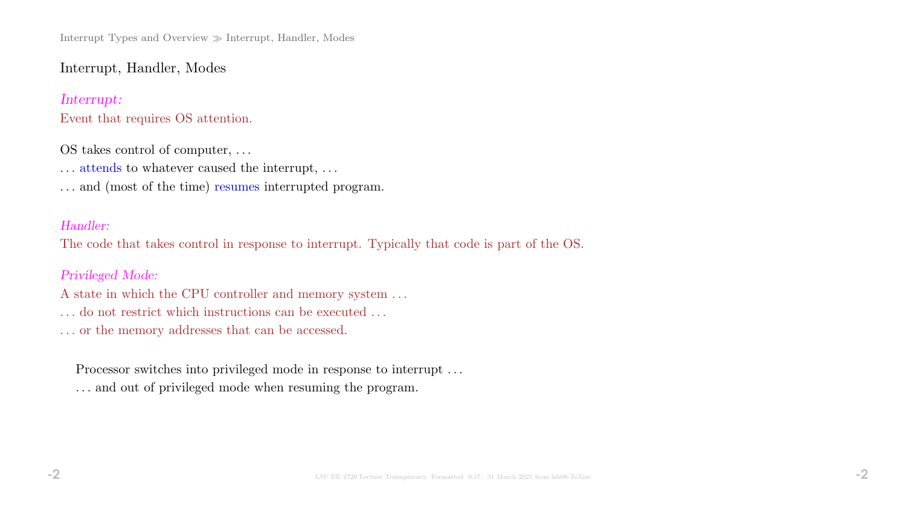## Interrupt, Handler, Modes

*Interrupt:*
Event that requires OS attention.

OS takes control of computer, …
… attends to whatever caused the interrupt, …
… and (most of the time) resumes interrupted program.

*Handler:*
The code that takes control in response to interrupt. Typically that code is part of the OS.

*Privileged Mode:*
A state in which the CPU controller and memory system …
… do not restrict which instructions can be executed …
… or the memory addresses that can be accessed.

Processor switches into privileged mode in response to interrupt …
… and out of privileged mode when resuming the program.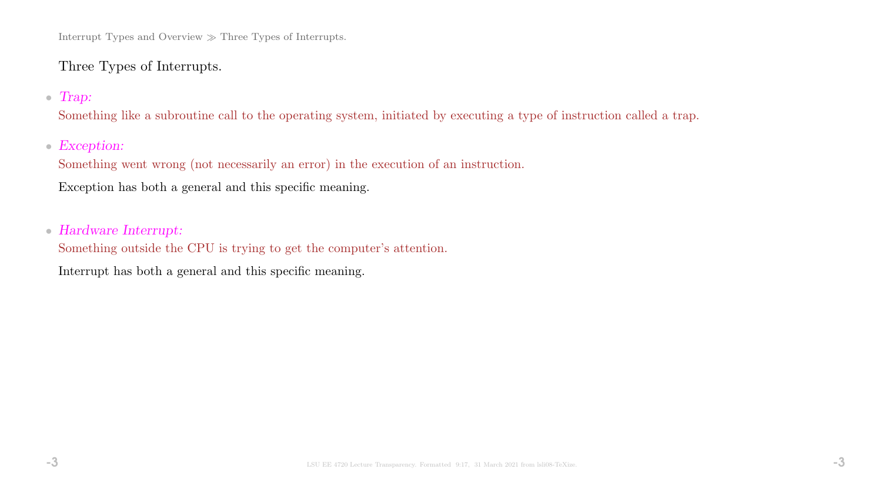## Three Types of Interrupts.

- *Trap:*

  Something like a subroutine call to the operating system, initiated by executing a type of instruction called a trap.

- *Exception:*

  Something went wrong (not necessarily an error) in the execution of an instruction.

  Exception has both a general and this specific meaning.

- *Hardware Interrupt:*

  Something outside the CPU is trying to get the computer's attention.

  Interrupt has both a general and this specific meaning.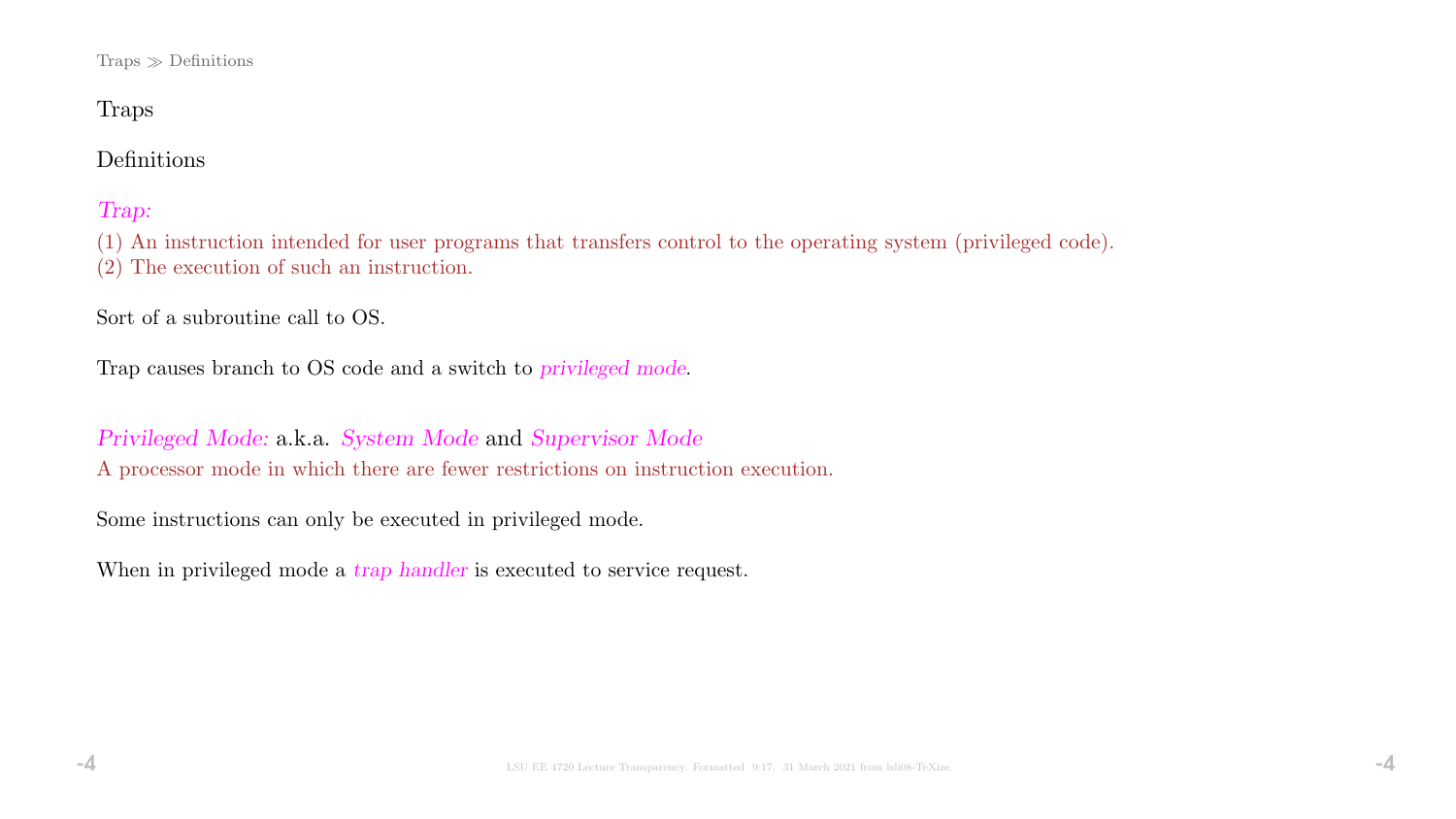# Traps

## Definitions

*Trap:*

(1) An instruction intended for user programs that transfers control to the operating system (privileged code).
(2) The execution of such an instruction.

Sort of a subroutine call to OS.

Trap causes branch to OS code and a switch to *privileged mode*.

*Privileged Mode:* a.k.a. *System Mode* and *Supervisor Mode*

A processor mode in which there are fewer restrictions on instruction execution.

Some instructions can only be executed in privileged mode.

When in privileged mode a *trap handler* is executed to service request.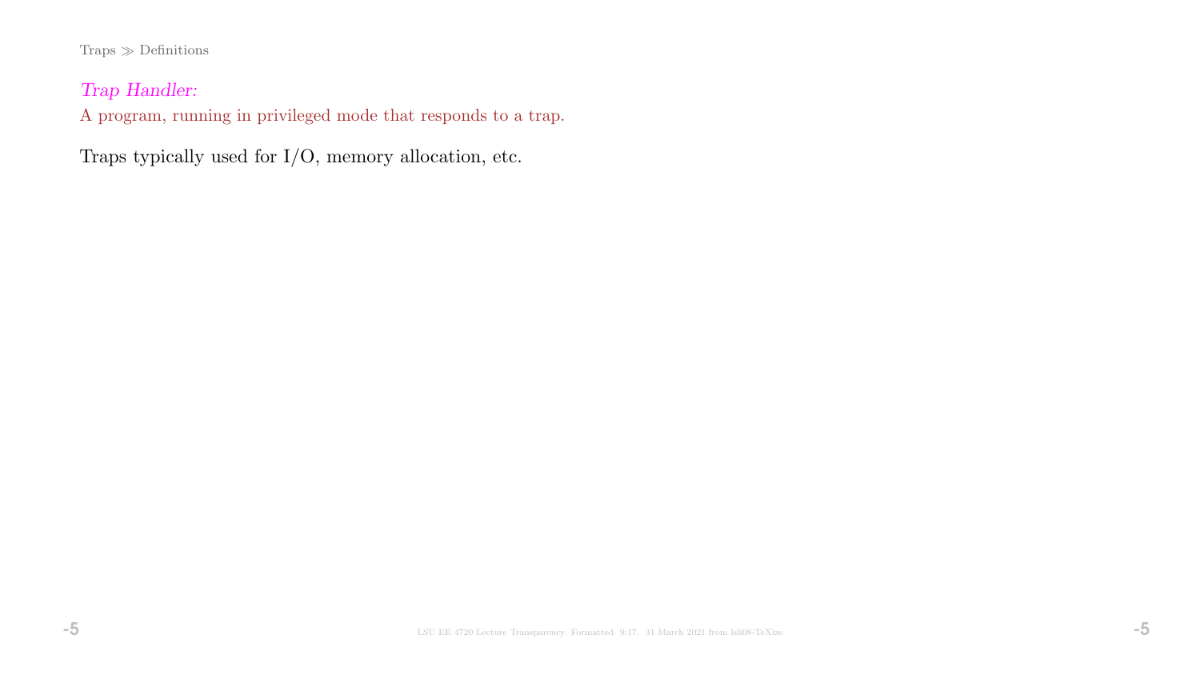*Trap Handler:*
A program, running in privileged mode that responds to a trap.

Traps typically used for I/O, memory allocation, etc.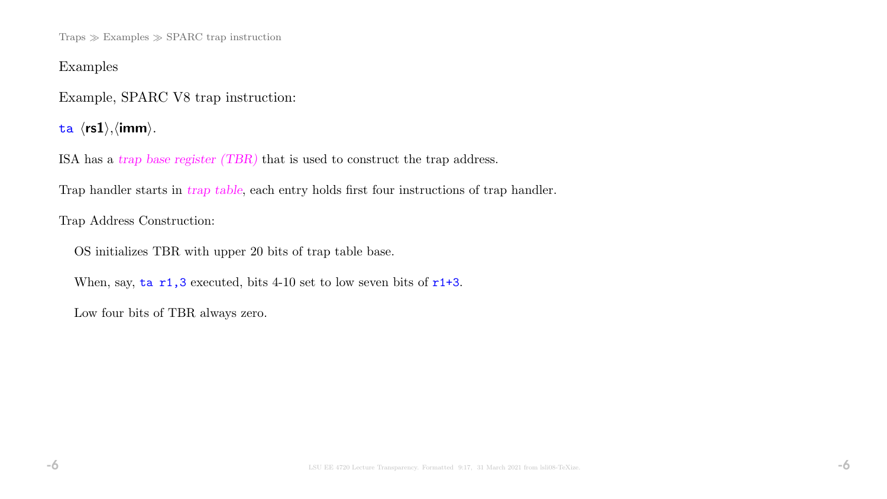## Examples

Example, SPARC V8 trap instruction:

`ta` ⟨**rs1**⟩,⟨**imm**⟩.

ISA has a *trap base register (TBR)* that is used to construct the trap address.

Trap handler starts in *trap table*, each entry holds first four instructions of trap handler.

Trap Address Construction:

OS initializes TBR with upper 20 bits of trap table base.

When, say, `ta r1,3` executed, bits 4-10 set to low seven bits of `r1+3`.

Low four bits of TBR always zero.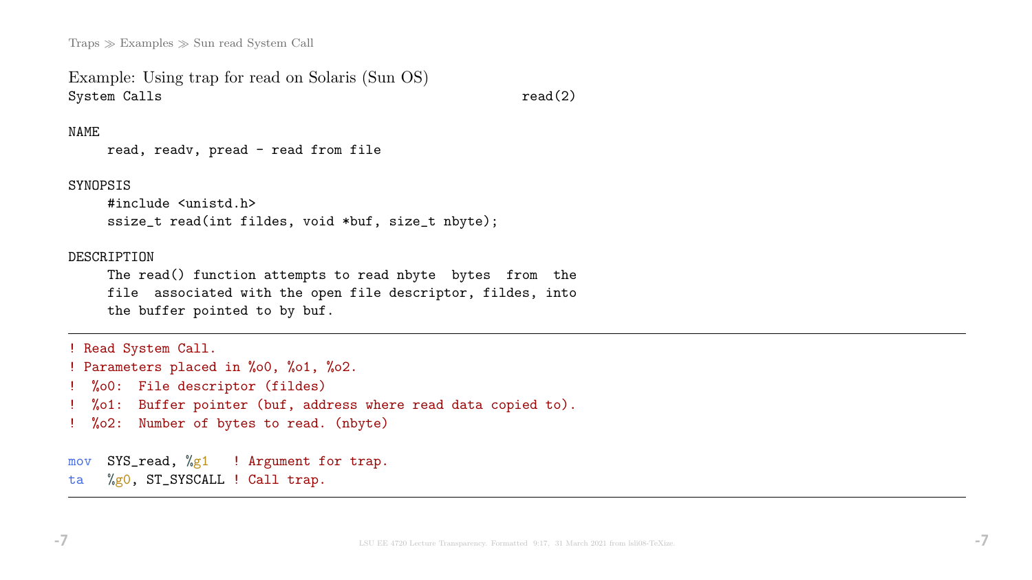Traps ≫ Examples ≫ Sun read System Call

## Example: Using trap for read on Solaris (Sun OS)

```
System Calls                                             read(2)

NAME
     read, readv, pread - read from file

SYNOPSIS
     #include <unistd.h>
     ssize_t read(int fildes, void *buf, size_t nbyte);

DESCRIPTION
     The read() function attempts to read nbyte  bytes  from  the
     file  associated with the open file descriptor, fildes, into
     the buffer pointed to by buf.
```

---

```
! Read System Call.
! Parameters placed in %o0, %o1, %o2.
!  %o0:  File descriptor (fildes)
!  %o1:  Buffer pointer (buf, address where read data copied to).
!  %o2:  Number of bytes to read. (nbyte)

mov  SYS_read, %g1   ! Argument for trap.
ta   %g0, ST_SYSCALL ! Call trap.
```

---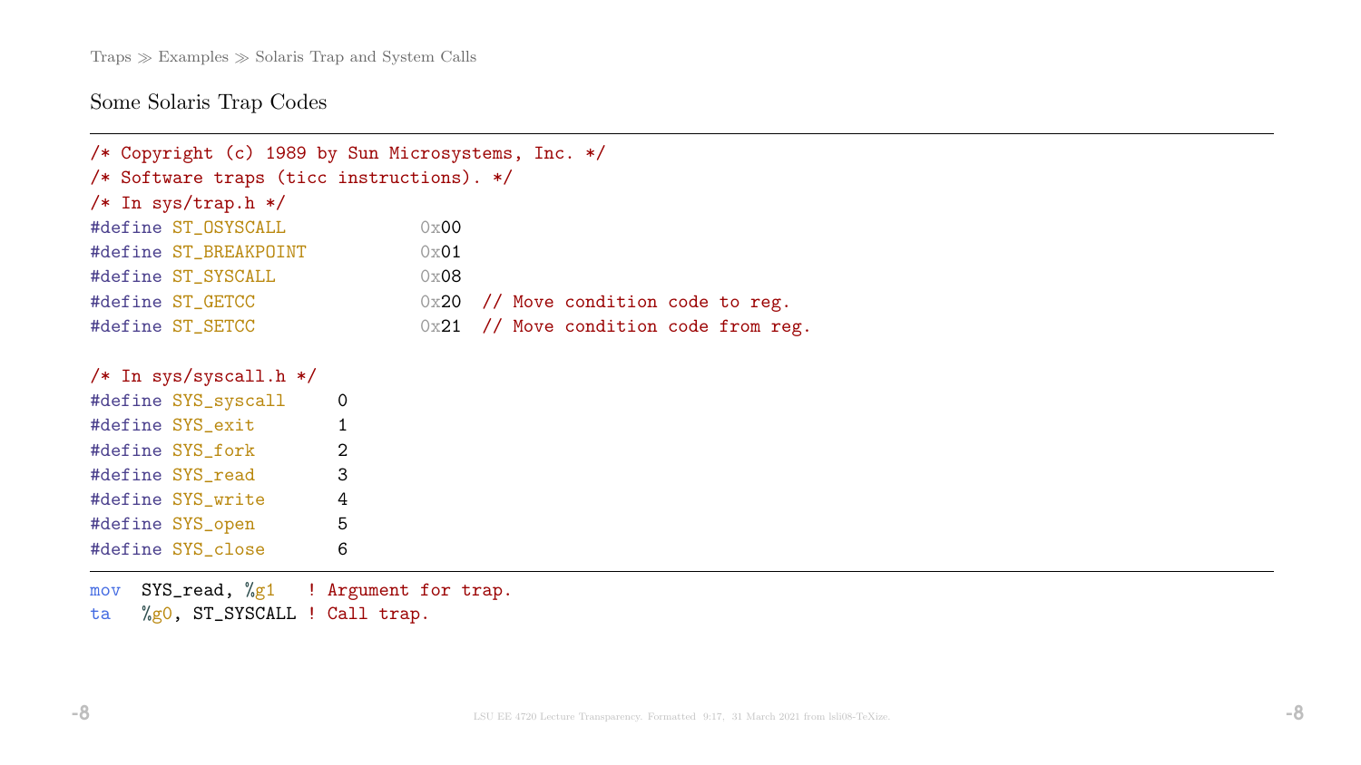Traps ≫ Examples ≫ Solaris Trap and System Calls

## Some Solaris Trap Codes

```
/* Copyright (c) 1989 by Sun Microsystems, Inc. */
/* Software traps (ticc instructions). */
/* In sys/trap.h */
#define ST_OSYSCALL            0x00
#define ST_BREAKPOINT          0x01
#define ST_SYSCALL             0x08
#define ST_GETCC               0x20  // Move condition code to reg.
#define ST_SETCC               0x21  // Move condition code from reg.

/* In sys/syscall.h */
#define SYS_syscall     0
#define SYS_exit        1
#define SYS_fork        2
#define SYS_read        3
#define SYS_write       4
#define SYS_open        5
#define SYS_close       6
```

```
mov  SYS_read, %g1   ! Argument for trap.
ta   %g0, ST_SYSCALL ! Call trap.
```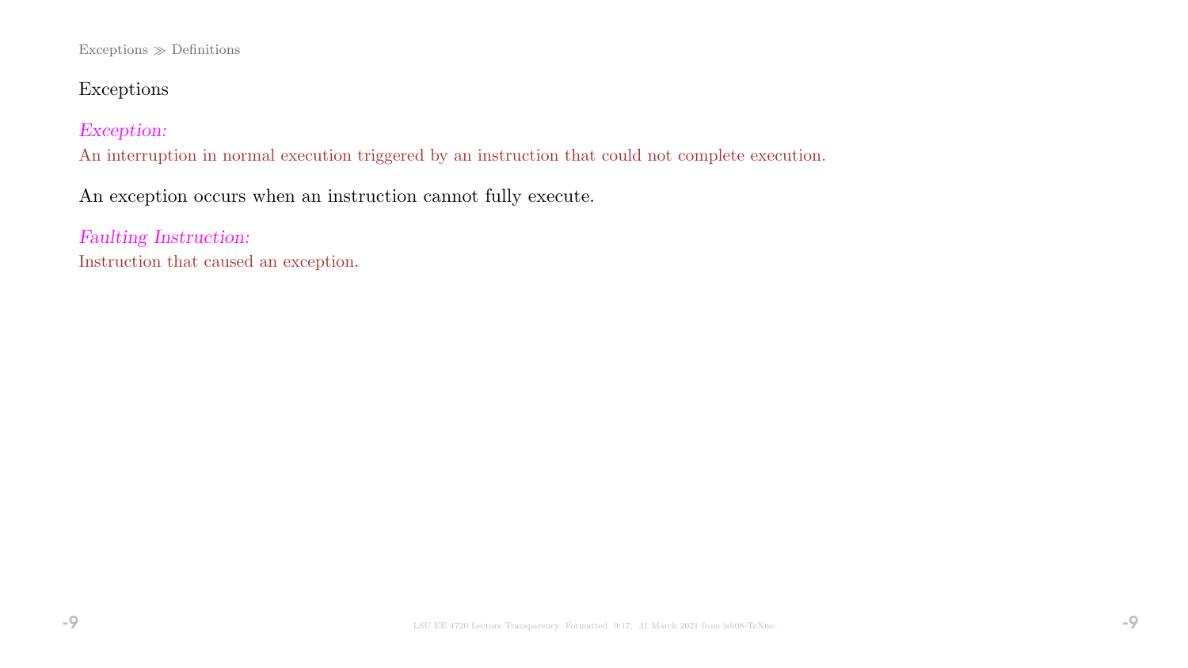Exceptions ≫ Definitions

## Exceptions

*Exception:*
An interruption in normal execution triggered by an instruction that could not complete execution.

An exception occurs when an instruction cannot fully execute.

*Faulting Instruction:*
Instruction that caused an exception.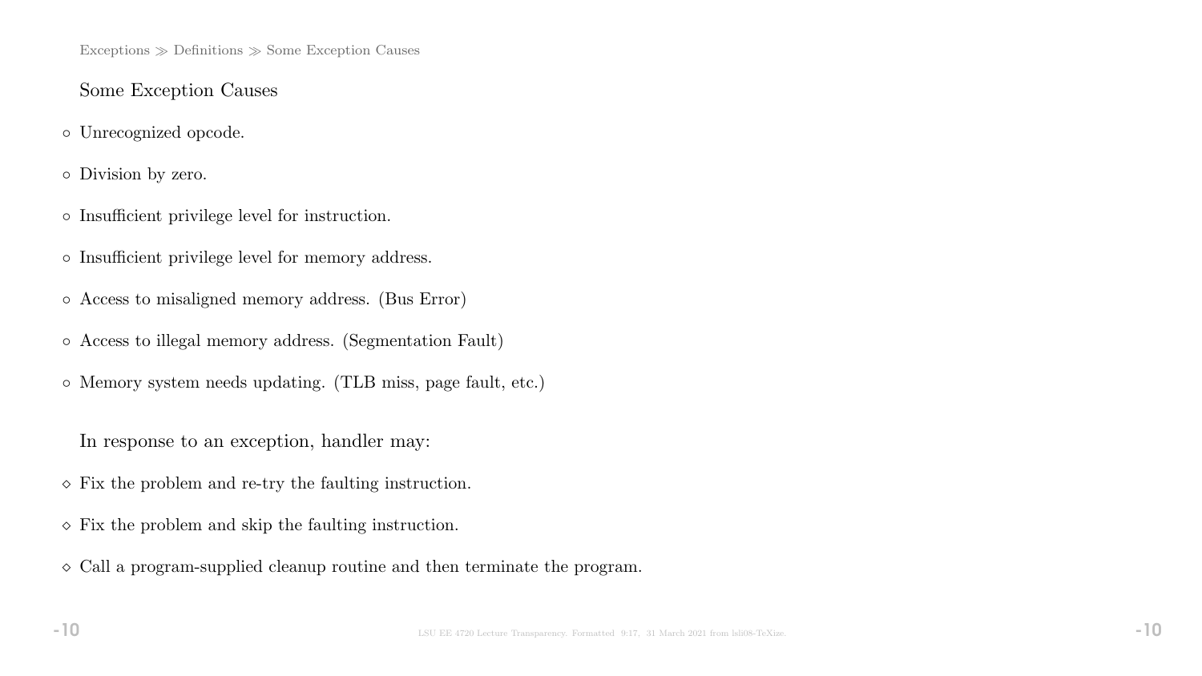## Some Exception Causes

- Unrecognized opcode.
- Division by zero.
- Insufficient privilege level for instruction.
- Insufficient privilege level for memory address.
- Access to misaligned memory address. (Bus Error)
- Access to illegal memory address. (Segmentation Fault)
- Memory system needs updating. (TLB miss, page fault, etc.)

In response to an exception, handler may:

- Fix the problem and re-try the faulting instruction.
- Fix the problem and skip the faulting instruction.
- Call a program-supplied cleanup routine and then terminate the program.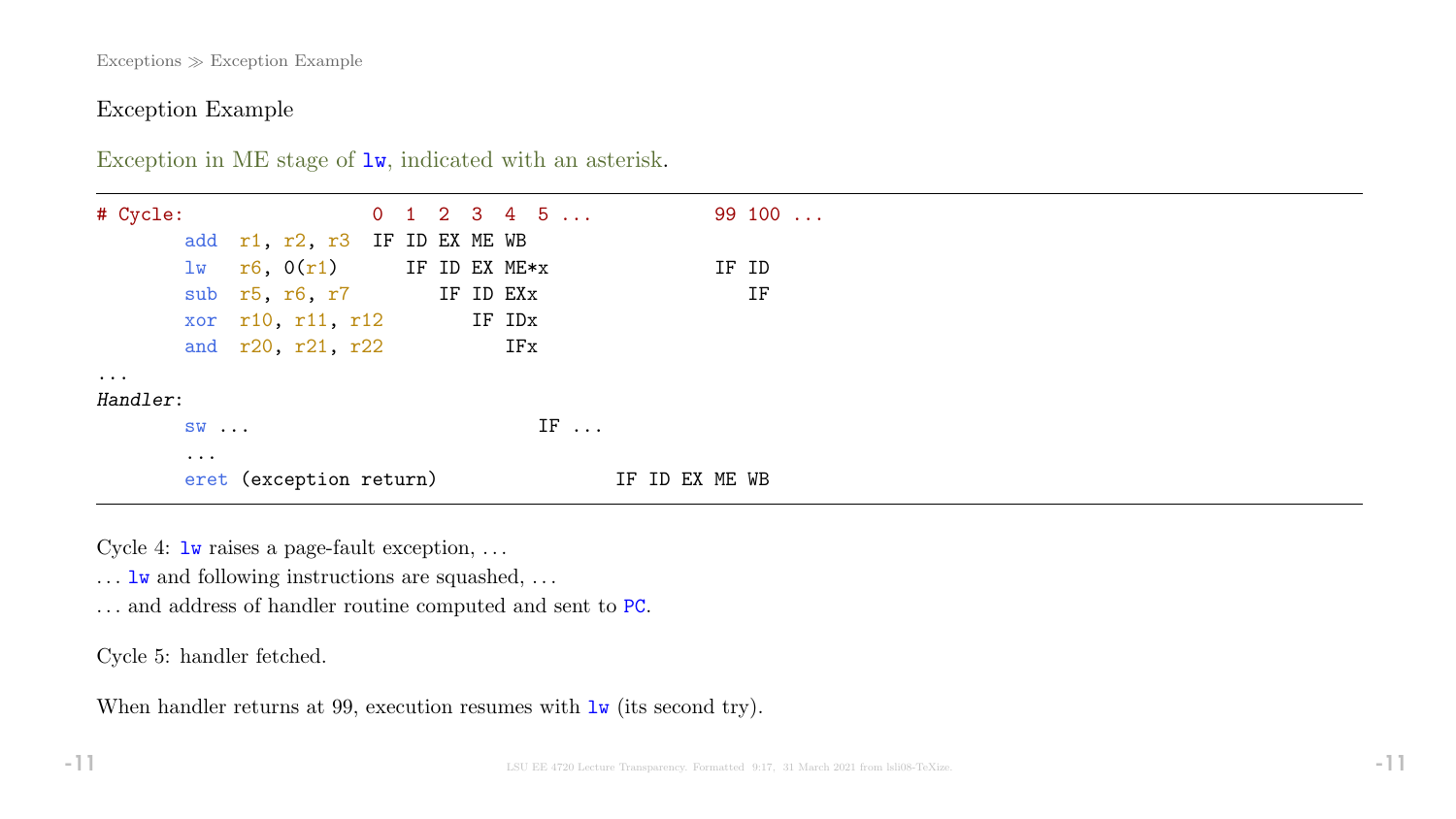## Exception Example

Exception in ME stage of `lw`, indicated with an asterisk.

```
# Cycle:                 0  1  2  3  4  5 ...           99 100 ...
        add  r1, r2, r3  IF ID EX ME WB
        lw   r6, 0(r1)      IF ID EX ME*x               IF ID
        sub  r5, r6, r7        IF ID EXx                   IF
        xor  r10, r11, r12        IF IDx
        and  r20, r21, r22           IFx
...
Handler:
        sw ...                          IF ...
        ...
        eret (exception return)                IF ID EX ME WB
```

Cycle 4: `lw` raises a page-fault exception, ...

... `lw` and following instructions are squashed, ...

... and address of handler routine computed and sent to `PC`.

Cycle 5: handler fetched.

When handler returns at 99, execution resumes with `lw` (its second try).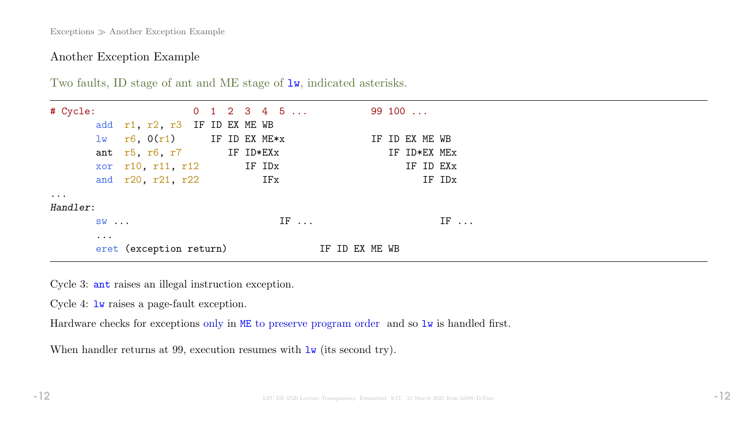Exceptions ≫ Another Exception Example

## Another Exception Example

Two faults, ID stage of ant and ME stage of `lw`, indicated asterisks.

```
# Cycle:                 0  1  2  3  4  5 ...           99 100 ...
       add  r1, r2, r3  IF ID EX ME WB
       lw   r6, 0(r1)      IF ID EX ME*x                IF ID EX ME WB
       ant  r5, r6, r7        IF ID*EXx                    IF ID*EX MEx
       xor  r10, r11, r12        IF IDx                       IF ID EXx
       and  r20, r21, r22           IFx                          IF IDx
...
Handler:
       sw ...                          IF ...                      IF ...
       ...
       eret (exception return)               IF ID EX ME WB
```

Cycle 3: `ant` raises an illegal instruction exception.

Cycle 4: `lw` raises a page-fault exception.

Hardware checks for exceptions only in `ME` to preserve program order and so `lw` is handled first.

When handler returns at 99, execution resumes with `lw` (its second try).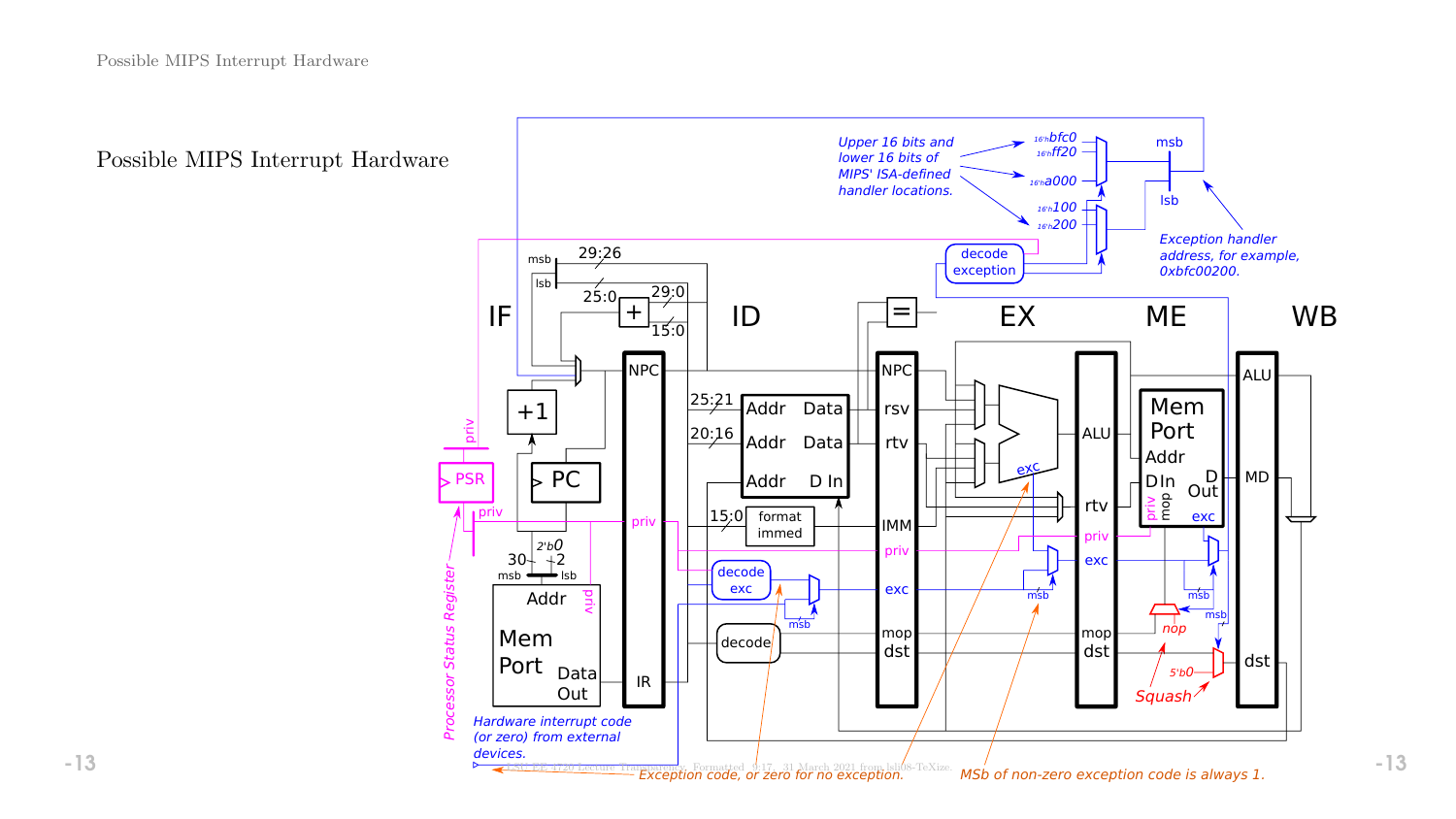# Possible MIPS Interrupt Hardware

Upper 16 bits and lower 16 bits of MIPS' ISA-defined handler locations.

$16'h$bfc0, $16'h$ff20, $16'h$a000, $16'h$100, $16'h$200

Exception handler address, for example, 0xbfc00200.

decode exception

IF ID EX ME WB

Processor Status Register

Hardware interrupt code (or zero) from external devices.

Exception code, or zero for no exception.

MSb of non-zero exception code is always 1.

Squash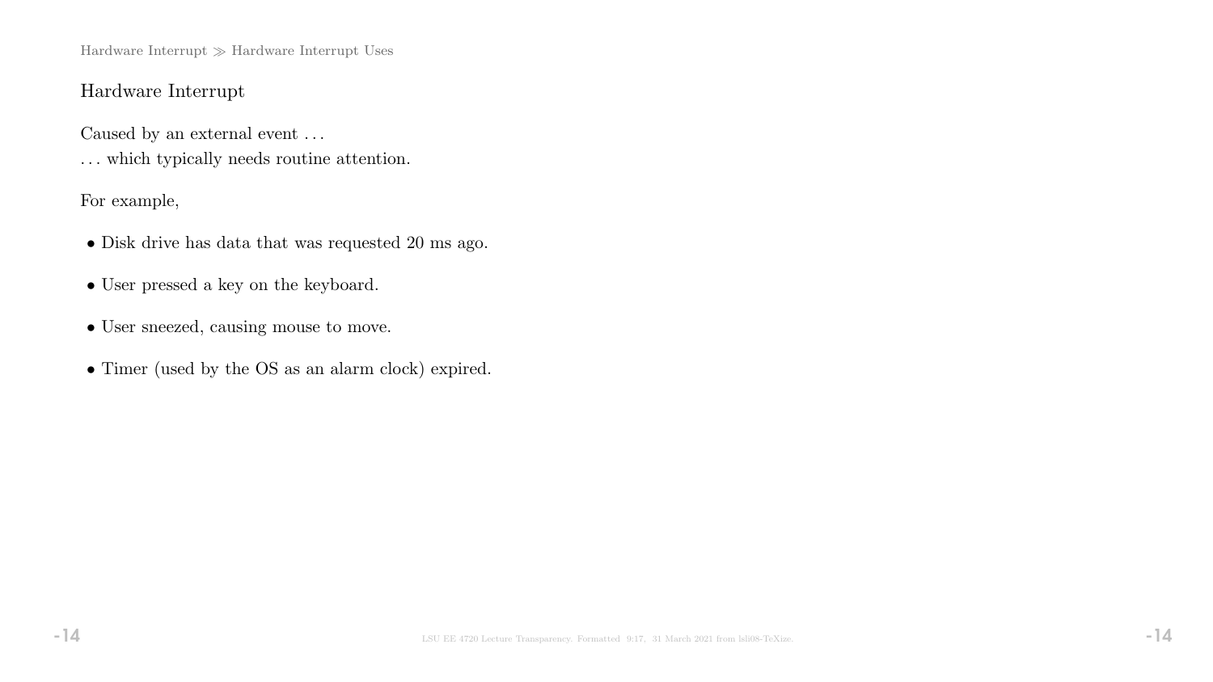## Hardware Interrupt

Caused by an external event . . .
. . . which typically needs routine attention.

For example,

- Disk drive has data that was requested 20 ms ago.
- User pressed a key on the keyboard.
- User sneezed, causing mouse to move.
- Timer (used by the OS as an alarm clock) expired.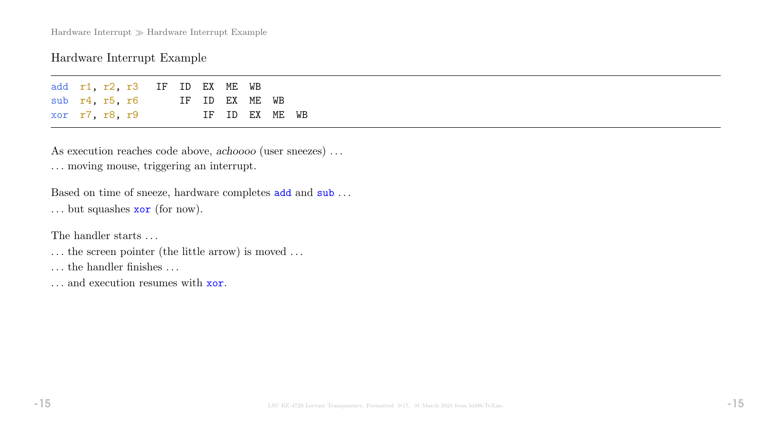## Hardware Interrupt Example

```
add  r1, r2, r3   IF  ID  EX  ME  WB
sub  r4, r5, r6       IF  ID  EX  ME  WB
xor  r7, r8, r9           IF  ID  EX  ME  WB
```

As execution reaches code above, *achoooo* (user sneezes) ...

... moving mouse, triggering an interrupt.

Based on time of sneeze, hardware completes `add` and `sub` ...

... but squashes `xor` (for now).

The handler starts ...

... the screen pointer (the little arrow) is moved ...

... the handler finishes ...

... and execution resumes with `xor`.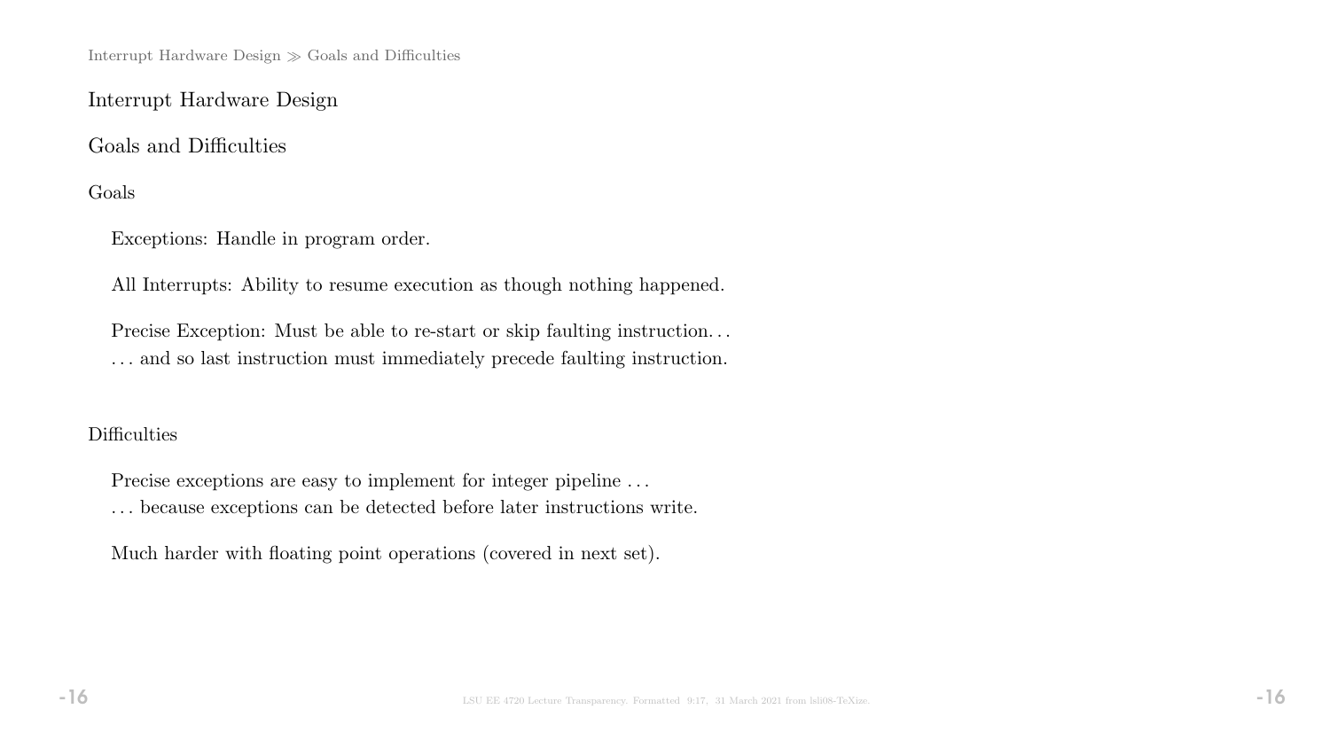# Interrupt Hardware Design

## Goals and Difficulties

### Goals

Exceptions: Handle in program order.

All Interrupts: Ability to resume execution as though nothing happened.

Precise Exception: Must be able to re-start or skip faulting instruction…
… and so last instruction must immediately precede faulting instruction.

### Difficulties

Precise exceptions are easy to implement for integer pipeline …
… because exceptions can be detected before later instructions write.

Much harder with floating point operations (covered in next set).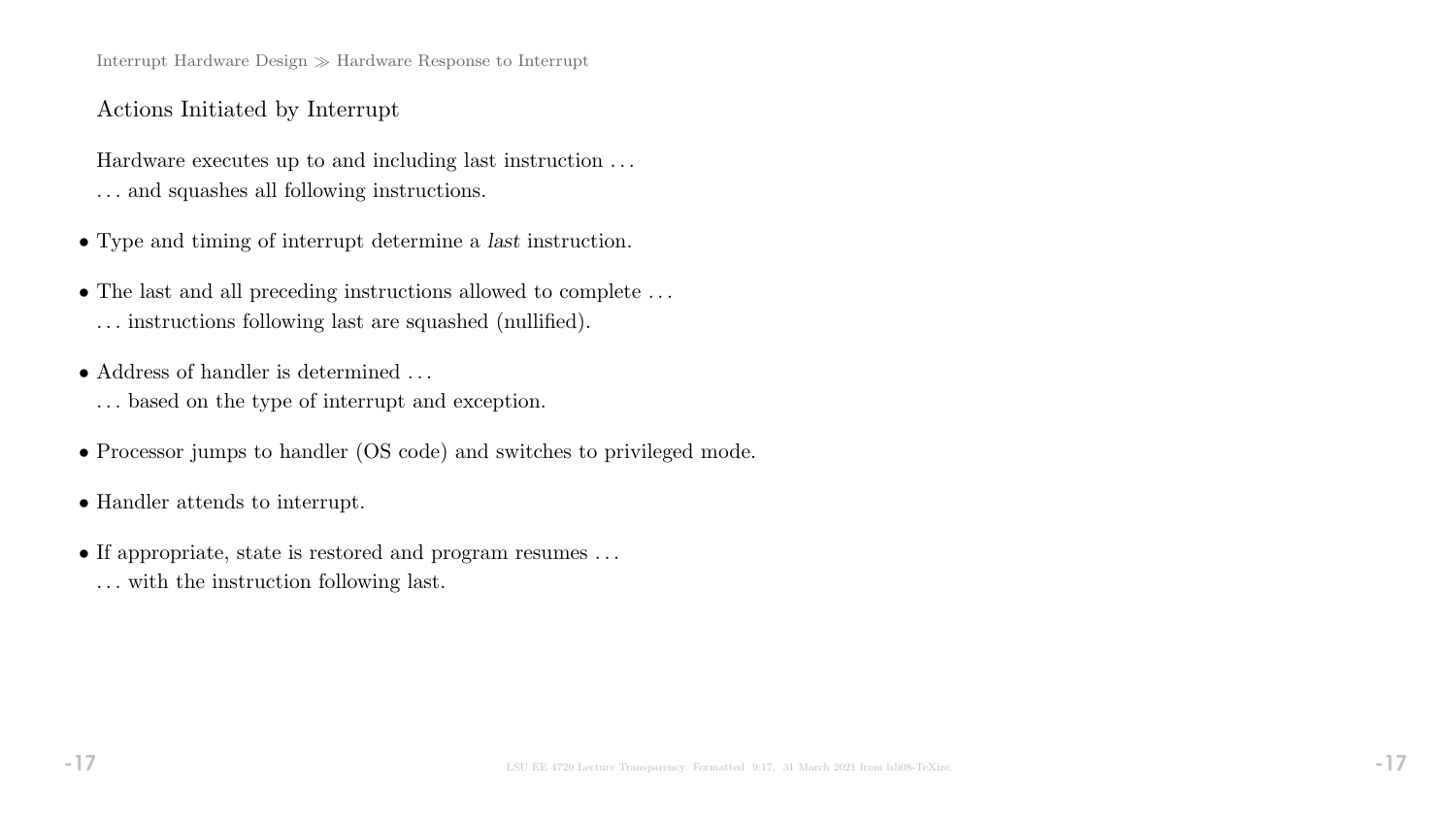## Actions Initiated by Interrupt

Hardware executes up to and including last instruction . . .
. . . and squashes all following instructions.

- Type and timing of interrupt determine a *last* instruction.
- The last and all preceding instructions allowed to complete . . .
  . . . instructions following last are squashed (nullified).
- Address of handler is determined . . .
  . . . based on the type of interrupt and exception.
- Processor jumps to handler (OS code) and switches to privileged mode.
- Handler attends to interrupt.
- If appropriate, state is restored and program resumes . . .
  . . . with the instruction following last.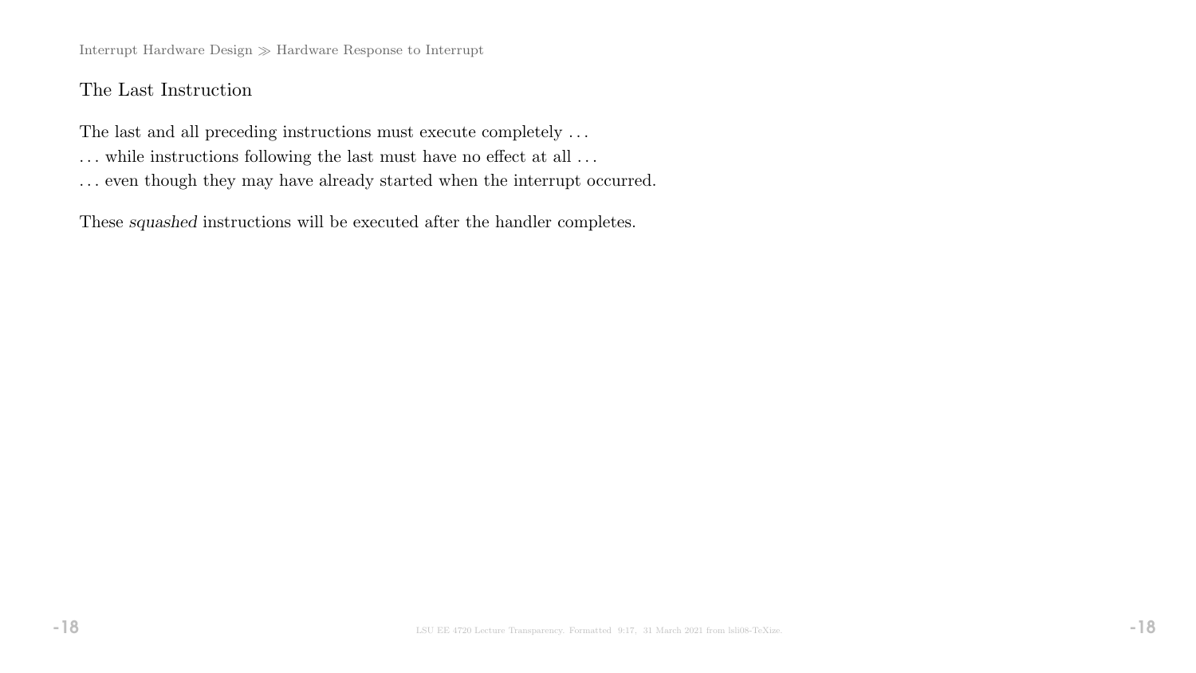## The Last Instruction

The last and all preceding instructions must execute completely . . .

. . . while instructions following the last must have no effect at all . . .

. . . even though they may have already started when the interrupt occurred.

These *squashed* instructions will be executed after the handler completes.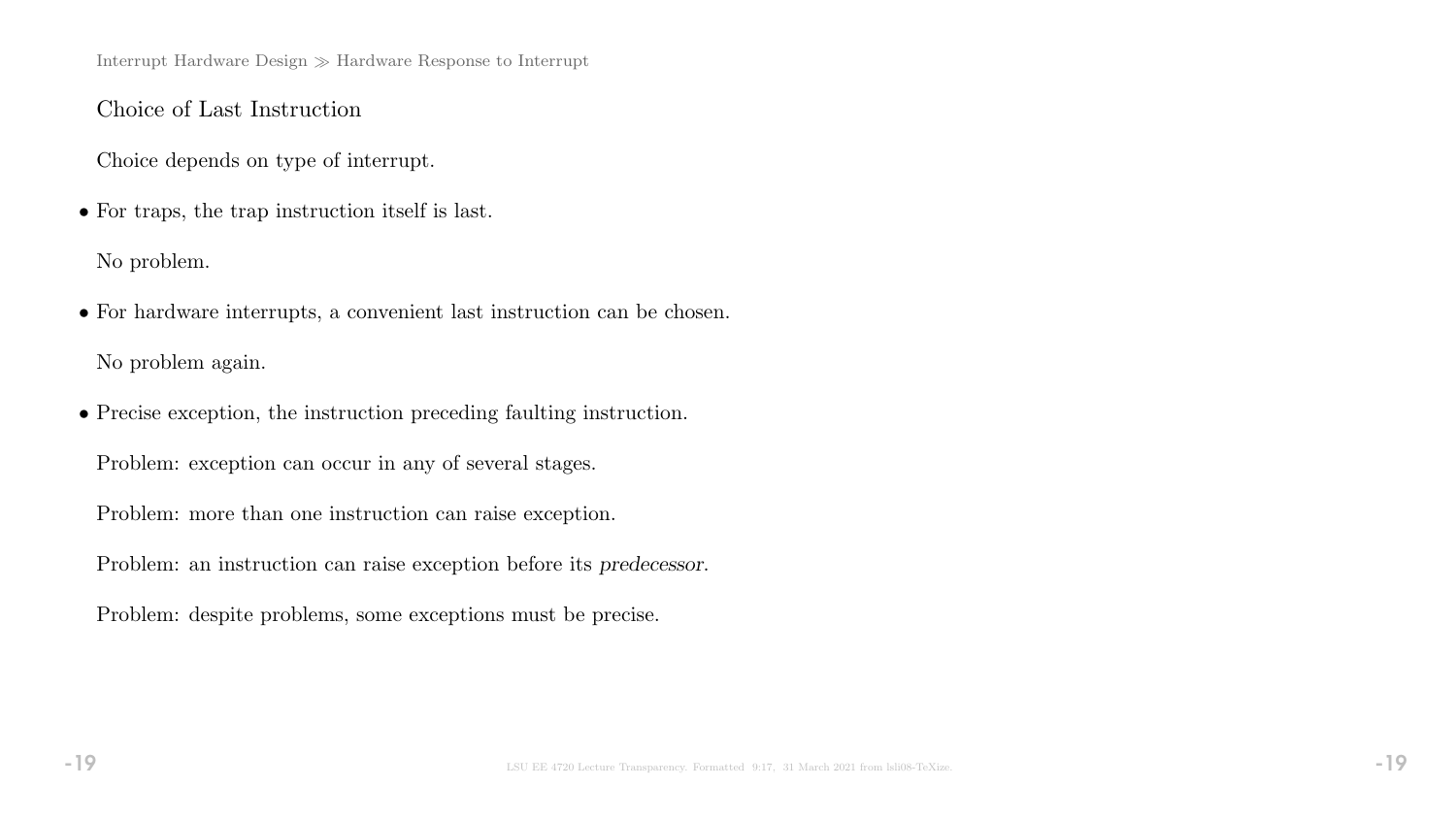## Choice of Last Instruction

Choice depends on type of interrupt.

- For traps, the trap instruction itself is last.

  No problem.

- For hardware interrupts, a convenient last instruction can be chosen.

  No problem again.

- Precise exception, the instruction preceding faulting instruction.

  Problem: exception can occur in any of several stages.

  Problem: more than one instruction can raise exception.

  Problem: an instruction can raise exception before its *predecessor*.

  Problem: despite problems, some exceptions must be precise.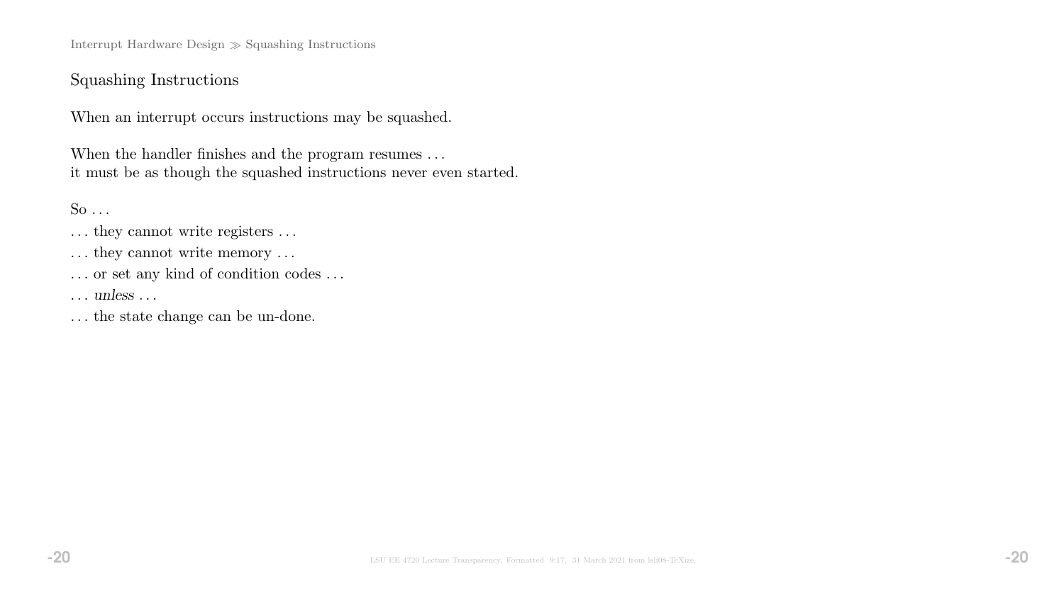## Squashing Instructions

When an interrupt occurs instructions may be squashed.

When the handler finishes and the program resumes ...
it must be as though the squashed instructions never even started.

So ...

... they cannot write registers ...

... they cannot write memory ...

... or set any kind of condition codes ...

... *unless* ...

... the state change can be un-done.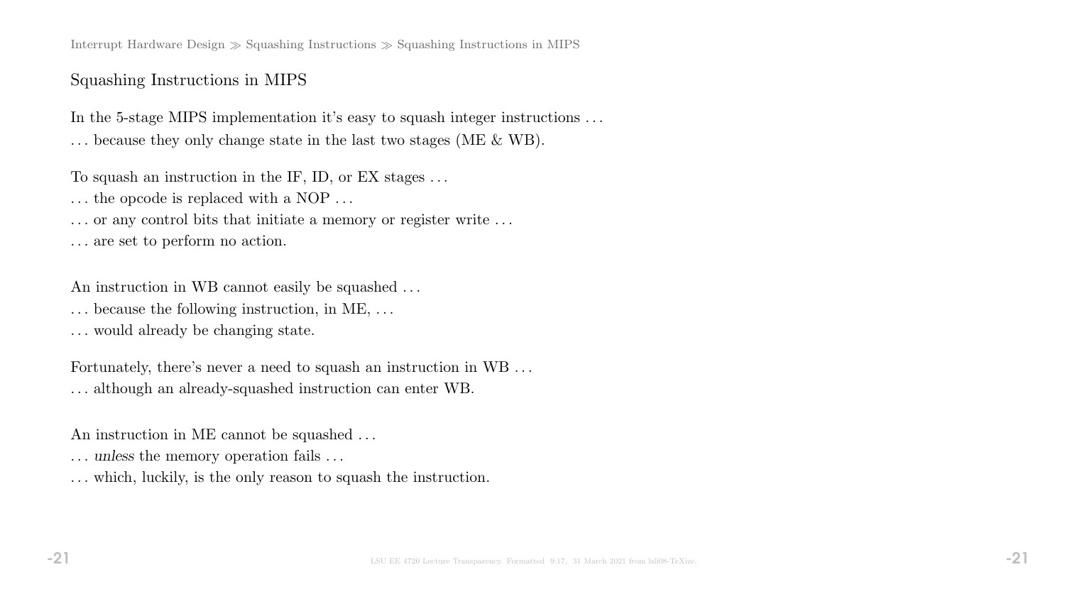## Squashing Instructions in MIPS

In the 5-stage MIPS implementation it's easy to squash integer instructions ...
... because they only change state in the last two stages (ME & WB).

To squash an instruction in the IF, ID, or EX stages ...
... the opcode is replaced with a NOP ...
... or any control bits that initiate a memory or register write ...
... are set to perform no action.

An instruction in WB cannot easily be squashed ...
... because the following instruction, in ME, ...
... would already be changing state.

Fortunately, there's never a need to squash an instruction in WB ...
... although an already-squashed instruction can enter WB.

An instruction in ME cannot be squashed ...
... *unless* the memory operation fails ...
... which, luckily, is the only reason to squash the instruction.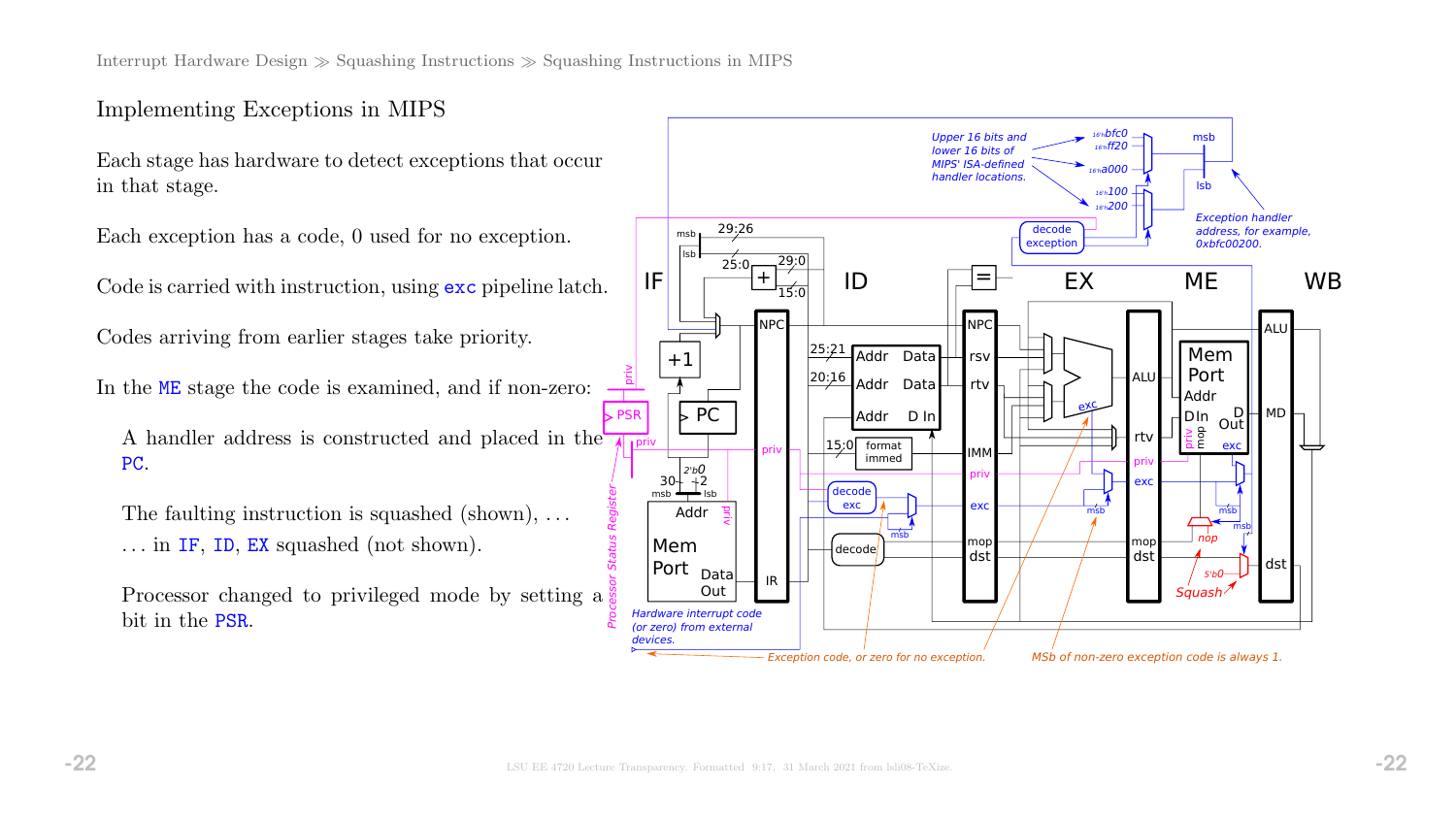## Implementing Exceptions in MIPS

Each stage has hardware to detect exceptions that occur in that stage.

Each exception has a code, 0 used for no exception.

Code is carried with instruction, using `exc` pipeline latch.

Codes arriving from earlier stages take priority.

In the ME stage the code is examined, and if non-zero:

- A handler address is constructed and placed in the PC.
- The faulting instruction is squashed (shown), . . .
- . . . in IF, ID, EX squashed (not shown).
- Processor changed to privileged mode by setting a bit in the PSR.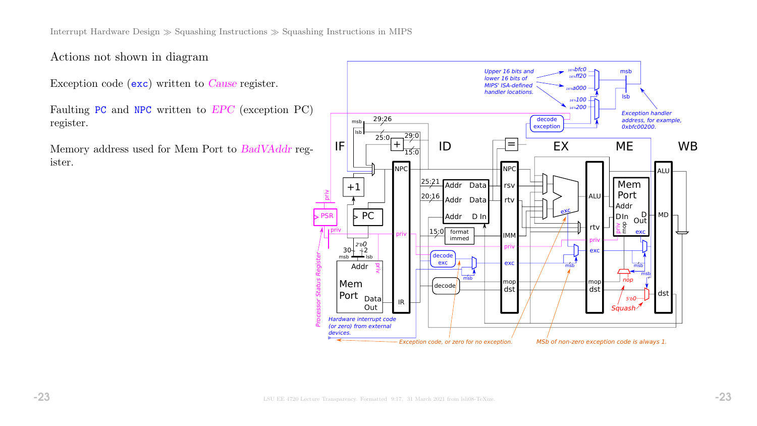## Actions not shown in diagram

Exception code (`exc`) written to *Cause* register.

Faulting `PC` and `NPC` written to *EPC* (exception PC) register.

Memory address used for Mem Port to *BadVAddr* register.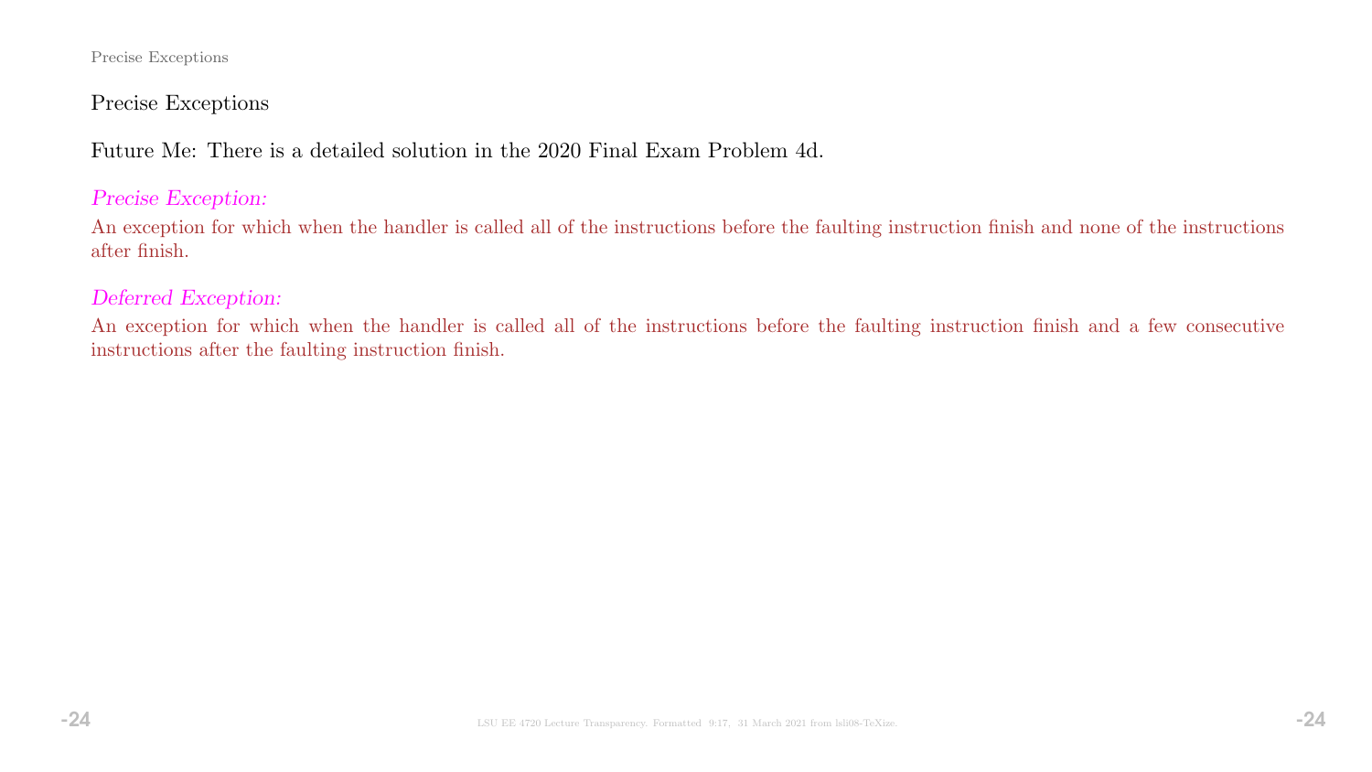## Precise Exceptions

Future Me: There is a detailed solution in the 2020 Final Exam Problem 4d.

*Precise Exception:*

An exception for which when the handler is called all of the instructions before the faulting instruction finish and none of the instructions after finish.

*Deferred Exception:*

An exception for which when the handler is called all of the instructions before the faulting instruction finish and a few consecutive instructions after the faulting instruction finish.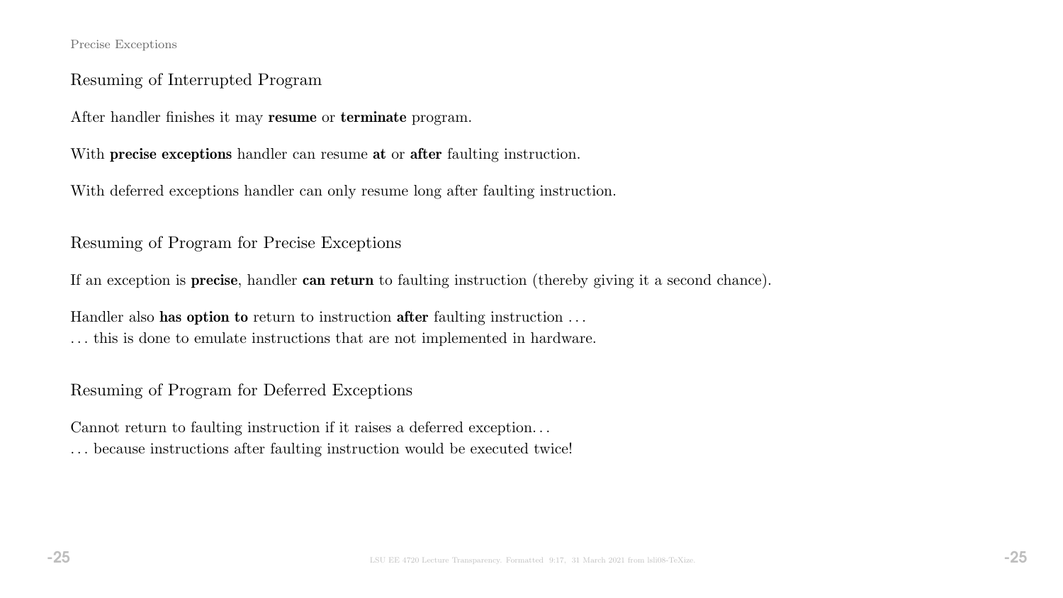## Resuming of Interrupted Program

After handler finishes it may **resume** or **terminate** program.

With **precise exceptions** handler can resume **at** or **after** faulting instruction.

With deferred exceptions handler can only resume long after faulting instruction.

## Resuming of Program for Precise Exceptions

If an exception is **precise**, handler **can return** to faulting instruction (thereby giving it a second chance).

Handler also **has option to** return to instruction **after** faulting instruction . . .
. . . this is done to emulate instructions that are not implemented in hardware.

## Resuming of Program for Deferred Exceptions

Cannot return to faulting instruction if it raises a deferred exception. . .
. . . because instructions after faulting instruction would be executed twice!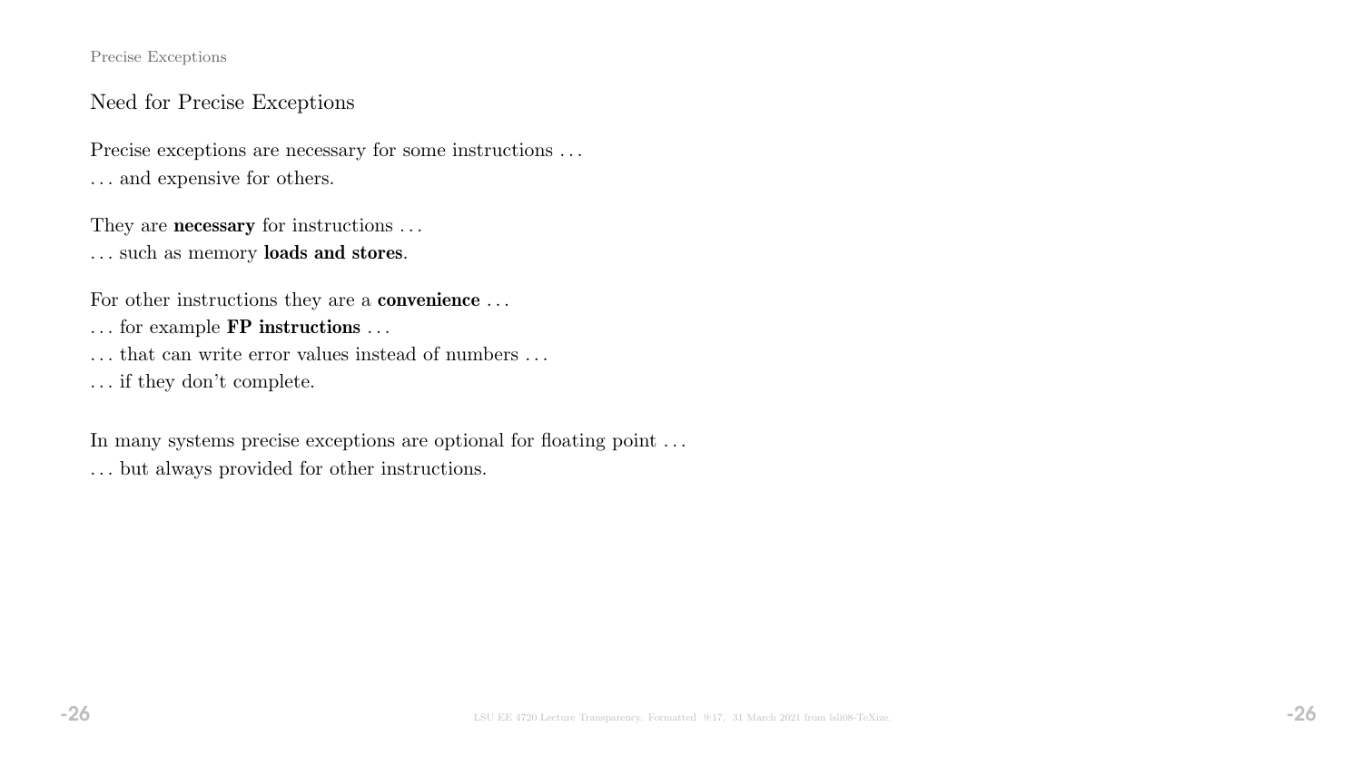## Need for Precise Exceptions

Precise exceptions are necessary for some instructions …
… and expensive for others.

They are **necessary** for instructions …
… such as memory **loads and stores**.

For other instructions they are a **convenience** …
… for example **FP instructions** …
… that can write error values instead of numbers …
… if they don't complete.

In many systems precise exceptions are optional for floating point …
… but always provided for other instructions.